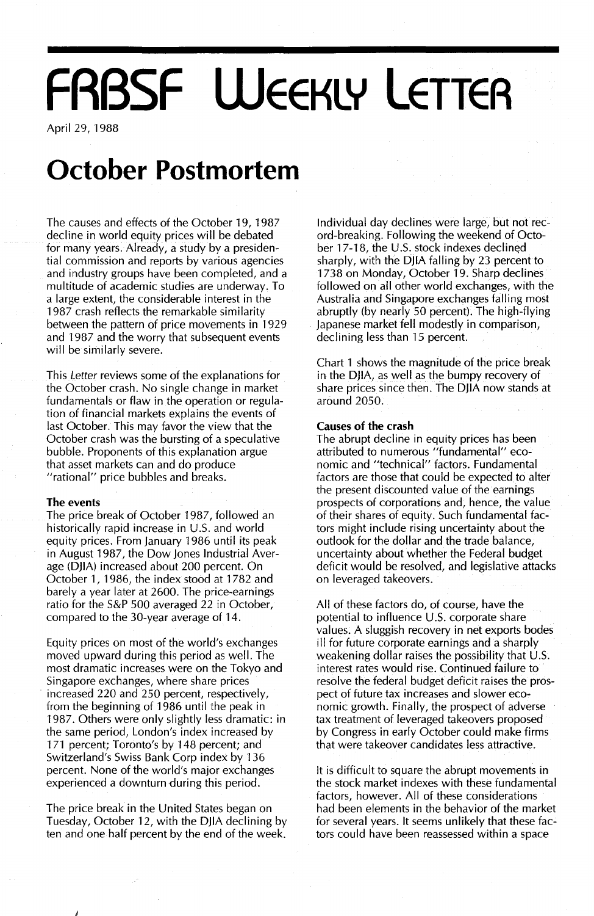# FRBSF Weekly Letter

April 29, 1988

# October Postmortem

The causes and effects of the October 19, 1987 decline in world equity prices will be debated for many years. Already, a study by a presidential commission and reports by various agencies and industry groups have been completed, and a multitude of academic studies are underway. To a large extent, the considerable interest in the 1987 crash reflects the remarkable similarity between the pattern of price movements in 1929 and 1987 and the worry that subsequent events will be similarly severe.

This *Letter* reviews some of the explanations for the October crash. No single change in market fundamentals or flaw in the operation or regulation of financial markets explains the events of last October. This may favor the view that the October crash was the bursting of a speculative bubble. Proponents of this explanation argue that asset markets can and do produce "rational" price bubbles and breaks.

**The events**

The price break of October 1987, followed an historically rapid increase in U.S. and world equity prices. From January 1986 until its peak in August 1987, the Dow Jones Industrial Average (DJIA) increased about 200 percent. On October 1, 1986, the index stood at 1782 and barely a year later at 2600. The price-earnings ratio for the S&P 500 averaged 22 in October, compared to the 30-year average of 14.

Equity prices on most of the world's exchanges moved upward during this period as well. The most dramatic increases were on the Tokyo and Singapore exchanges, where share prices increased 220 and 250 percent, respectively, from the beginning of 1986 until the peak in 1987. Others were only slightly less dramatic: in the same period, London's index increased by 171 percent; Toronto's by 148 percent; and Switzerland's Swiss Bank Corp index by 136 percent. None of the world's major exchanges experienced a downturn during this period.

The price break in the United States began on Tuesday, October 12, with the DJIA declining by ten and one half percent by the end of the week. Individual day declines were large, but not record-breaking. Following the weekend of October 17-18, the U.S. stock indexes declined sharply, with the DJIA falling by 23 percent to 1738 on Monday, October 19. Sharp declines followed on all other world exchanges, with the Australia and Singapore exchanges falling most abruptly (by nearly 50 percent). The high-flying Japanese market fell modestly in comparison, declining less than 15 percent.

Chart 1 shows the magnitude of the price break in the DJIA, as well as the bumpy recovery of share prices since then. The DJIA now stands at around 2050.

**Causes of the crash**

The abrupt decline in equity prices has been attributed to numerous "fundamental" economic and "technical" factors. Fundamental factors are those that could be expected to alter the present discounted value of the earnings prospects of corporations and, hence, the value of their shares of equity. Such fundamental factors might include rising uncertainty about the outlook for the dollar and the trade balance, uncertainty about whether the Federal budget deficit would be resolved, and legislative attacks on leveraged takeovers.

All of these factors do, of course, have the potential to influence U.S. corporate share values. A sluggish recovery in net exports bodes ill for future corporate earnings and a sharply weakening dollar raises the possibility that U.S. interest rates would rise. Continued failure to resolve the federal budget deficit raises the prospect of future tax increases and slower economic growth. Finally, the prospect of adverse tax treatment of leveraged takeovers proposed by Congress in early October could make firms that were takeover candidates less attractive.

It is difficult to square the abrupt movements in the stock market indexes with these fundamental factors, however. All of these considerations had been elements in the behavior of the market for several years. It seems unlikely that these factors could have been reassessed within a space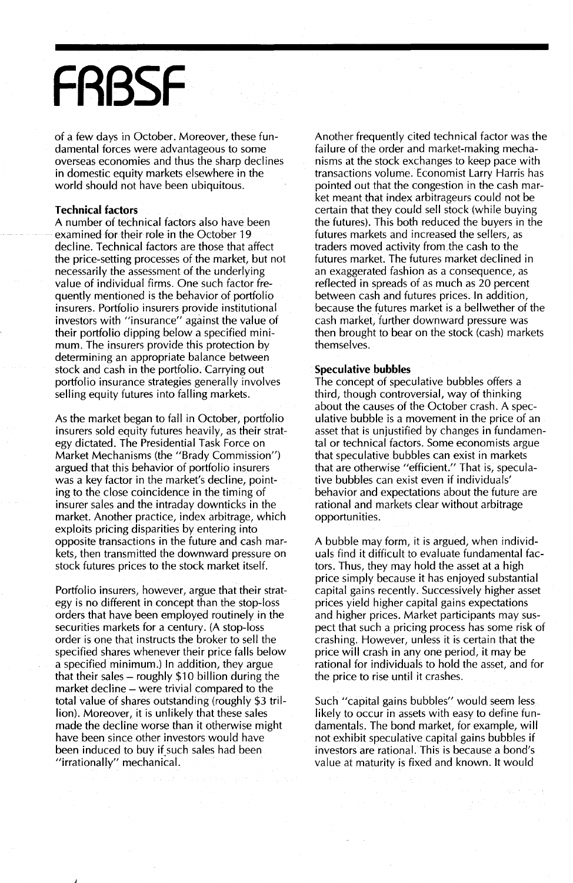of a few days in October. Moreover, these fundamental forces were advantageous to some overseas economies and thus the sharp declines in domestic equity markets elsewhere in the world should not have been ubiquitous.

**Technical factors**

A number of technical factors also have been examined for their role in the October 19 decline. Technical factors are those that affect the price-setting processes of the market, but not necessarily the assessment of the underlying value of individual firms. One such factor frequently mentioned is the behavior of portfolio insurers. Portfolio insurers provide institutional investors with "insurance" against the value of their portfolio dipping below a specified minimum. The insurers provide this protection by determining an appropriate balance between stock and cash in the portfolio. Carrying out portfolio insurance strategies generally involves selling equity futures into falling markets.

As the market began to fall in October, portfolio insurers sold equity futures heavily, as their strategy dictated. The Presidential Task Force on Market Mechanisms (the "Brady Commission") argued that this behavior of portfolio insurers was a key factor in the market's decline, pointing to the close coincidence in the timing of insurer sales and the intraday downticks in the market. Another practice, index arbitrage, which exploits pricing disparities by entering into opposite transactions in the future and cash markets, then transmitted the downward pressure on stock futures prices to the stock market itself.

Portfolio insurers, however, argue that their strategy is no different in concept than the stop-loss orders that have been employed routinely in the securities markets for a century. (A stop-loss order is one that instructs the broker to sell the specified shares whenever their price falls below a specified minimum.) In addition, they argue that their sales – roughly $10 billion during the market decline – were trivial compared to the total value of shares outstanding (roughly $3 trillion). Moreover, it is unlikely that these sales made the decline worse than it otherwise might have been since other investors would have been induced to buy if such sales had been "irrationally" mechanical.

Another frequently cited technical factor was the failure of the order and market-making mechanisms at the stock exchanges to keep pace with transactions volume. Economist Larry Harris has pointed out that the congestion in the cash market meant that index arbitrageurs could not be certain that they could sell stock (while buying the futures). This both reduced the buyers in the futures markets and increased the sellers, as traders moved activity from the cash to the futures market. The futures market declined in an exaggerated fashion as a consequence, as reflected in spreads of as much as 20 percent between cash and futures prices. In addition, because the futures market is a bellwether of the cash market, further downward pressure was then brought to bear on the stock (cash) markets themselves.

**Speculative bubbles**

The concept of speculative bubbles offers a third, though controversial, way of thinking about the causes of the October crash. A speculative bubble is a movement in the price of an asset that is unjustified by changes in fundamental or technical factors. Some economists argue that speculative bubbles can exist in markets that are otherwise "efficient." That is, speculative bubbles can exist even if individuals' behavior and expectations about the future are rational and markets clear without arbitrage opportunities.

A bubble may form, it is argued, when individuals find it difficult to evaluate fundamental factors. Thus, they may hold the asset at a high price simply because it has enjoyed substantial capital gains recently. Successively higher asset prices yield higher capital gains expectations and higher prices. Market participants may suspect that such a pricing process has some risk of crashing. However, unless it is certain that the price will crash in any one period, it may be rational for individuals to hold the asset, and for the price to rise until it crashes.

Such "capital gains bubbles" would seem less likely to occur in assets with easy to define fundamentals. The bond market, for example, will not exhibit speculative capital gains bubbles if investors are rational. This is because a bond's value at maturity is fixed and known. It would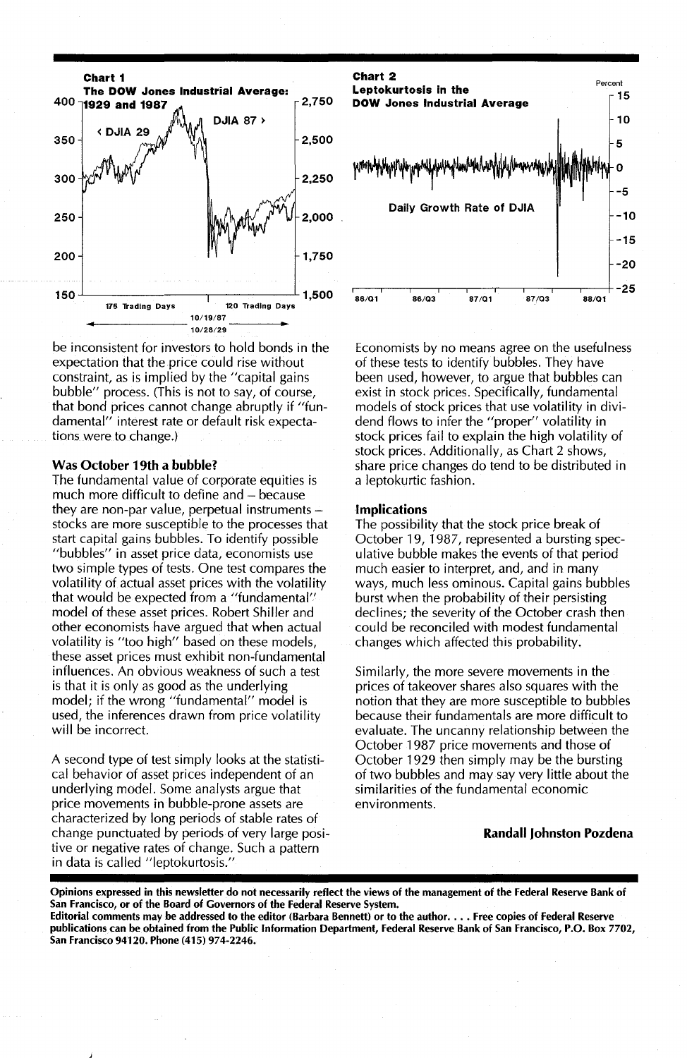**Chart 1**
**The DOW Jones Industrial Average: 1929 and 1987**

400
350
300
250
200
150

2,750
2,500
2,250
2,000
1,750
1,500

< DJIA 29
DJIA 87 >

175 Trading Days
120 Trading Days
10/19/87
10/28/29

**Chart 2**
**Leptokurtosis in the DOW Jones Industrial Average**

Percent
15
10
5
0
-5
-10
-15
-20
-25

Daily Growth Rate of DJIA

86/Q1
86/Q3
87/Q1
87/Q3
88/Q1

be inconsistent for investors to hold bonds in the expectation that the price could rise without constraint, as is implied by the "capital gains bubble" process. (This is not to say, of course, that bond prices cannot change abruptly if "fundamental" interest rate or default risk expectations were to change.)

### Was October 19th a bubble?

The fundamental value of corporate equities is much more difficult to define and – because they are non-par value, perpetual instruments – stocks are more susceptible to the processes that start capital gains bubbles. To identify possible "bubbles" in asset price data, economists use two simple types of tests. One test compares the volatility of actual asset prices with the volatility that would be expected from a "fundamental" model of these asset prices. Robert Shiller and other economists have argued that when actual volatility is "too high" based on these models, these asset prices must exhibit non-fundamental influences. An obvious weakness of such a test is that it is only as good as the underlying model; if the wrong "fundamental" model is used, the inferences drawn from price volatility will be incorrect.

A second type of test simply looks at the statistical behavior of asset prices independent of an underlying model. Some analysts argue that price movements in bubble-prone assets are characterized by long periods of stable rates of change punctuated by periods of very large positive or negative rates of change. Such a pattern in data is called "leptokurtosis."

Economists by no means agree on the usefulness of these tests to identify bubbles. They have been used, however, to argue that bubbles can exist in stock prices. Specifically, fundamental models of stock prices that use volatility in dividend flows to infer the "proper" volatility in stock prices fail to explain the high volatility of stock prices. Additionally, as Chart 2 shows, share price changes do tend to be distributed in a leptokurtic fashion.

### Implications

The possibility that the stock price break of October 19, 1987, represented a bursting speculative bubble makes the events of that period much easier to interpret, and, and in many ways, much less ominous. Capital gains bubbles burst when the probability of their persisting declines; the severity of the October crash then could be reconciled with modest fundamental changes which affected this probability.

Similarly, the more severe movements in the prices of takeover shares also squares with the notion that they are more susceptible to bubbles because their fundamentals are more difficult to evaluate. The uncanny relationship between the October 1987 price movements and those of October 1929 then simply may be the bursting of two bubbles and may say very little about the similarities of the fundamental economic environments.

**Randall Johnston Pozdena**

**Opinions expressed in this newsletter do not necessarily reflect the views of the management of the Federal Reserve Bank of San Francisco, or of the Board of Governors of the Federal Reserve System.**

**Editorial comments may be addressed to the editor (Barbara Bennett) or to the author. . . . Free copies of Federal Reserve publications can be obtained from the Public Information Department, Federal Reserve Bank of San Francisco, P.O. Box 7702, San Francisco 94120. Phone (415) 974-2246.**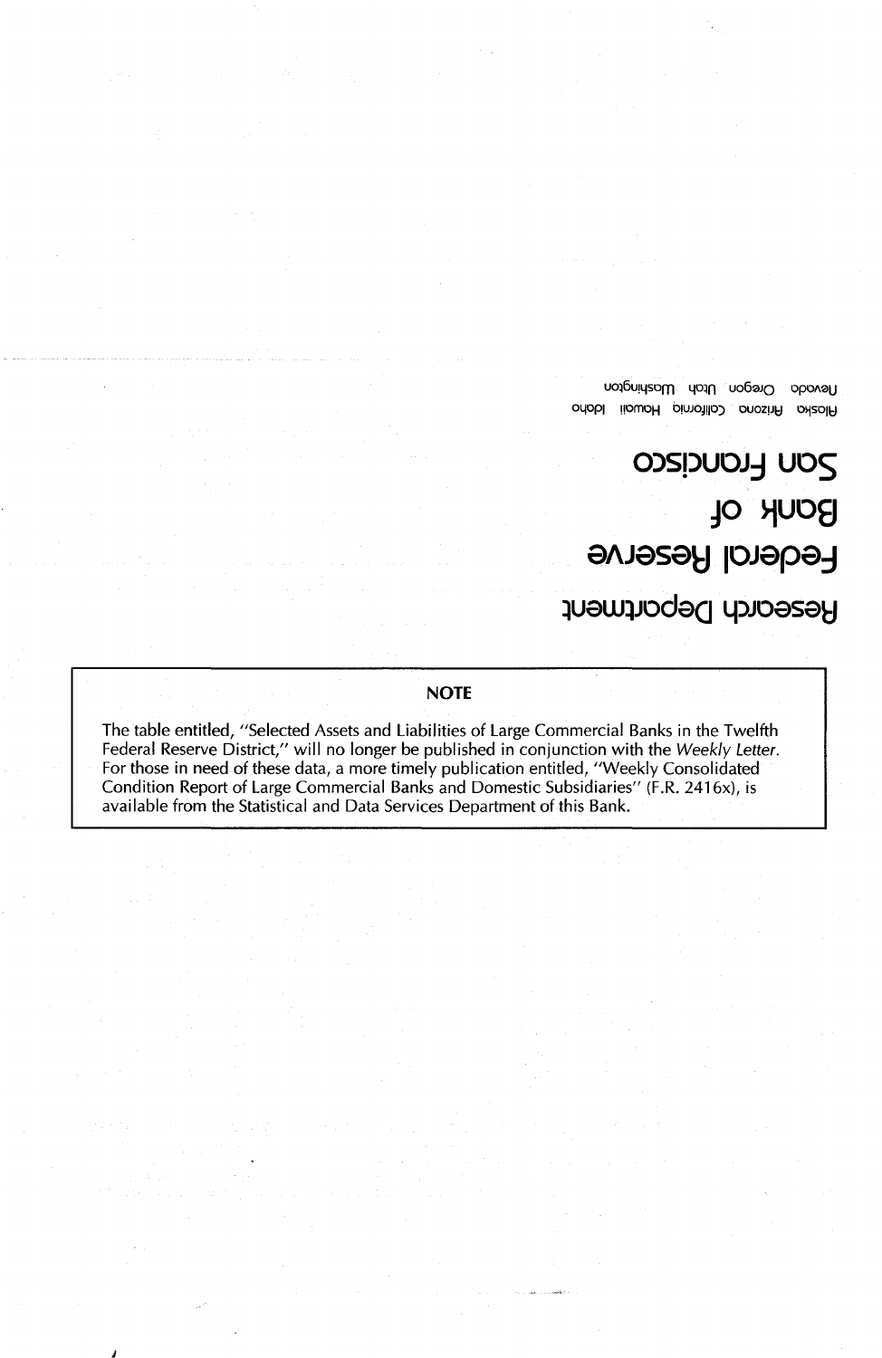Research Department

Federal Reserve

Bank of

San Francisco

Alaska Arizona California Hawaii Idaho

Nevada Oregon Utah Washington

**NOTE**

The table entitled, "Selected Assets and Liabilities of Large Commercial Banks in the Twelfth Federal Reserve District," will no longer be published in conjunction with the *Weekly Letter*. For those in need of these data, a more timely publication entitled, "Weekly Consolidated Condition Report of Large Commercial Banks and Domestic Subsidiaries" (F.R. 2416x), is available from the Statistical and Data Services Department of this Bank.